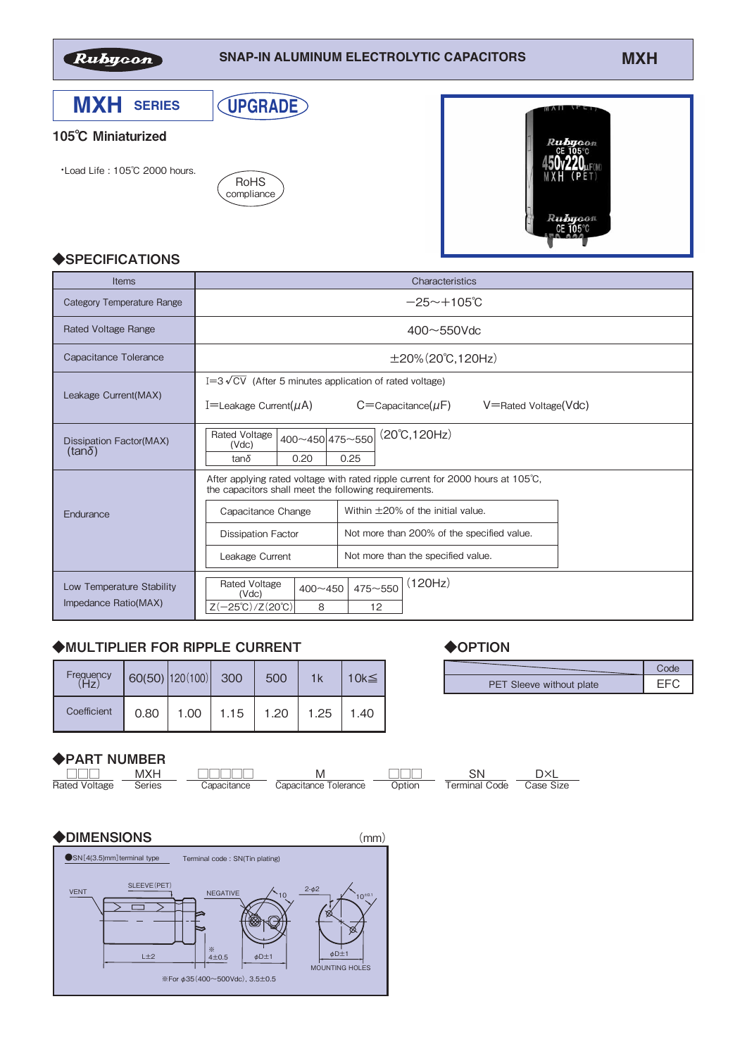Rubycon | SNAP-IN ALUMINUM ELECTROLYTIC CAPACITORS | MXH

# MXH SERIES

UPGRADE

## 105℃ Miniaturized

- Load Life : 105℃ 2000 hours.

RoHS compliance

## ◆SPECIFICATIONS

| Items | Characteristics |
|---|---|
| Category Temperature Range | −25～+105℃ |
| Rated Voltage Range | 400～550Vdc |
| Capacitance Tolerance | ±20%(20℃,120Hz) |
| Leakage Current(MAX) | $I=3\sqrt{CV}$ (After 5 minutes application of rated voltage)<br>I=Leakage Current(μA) C=Capacitance(μF) V=Rated Voltage(Vdc) |
| Dissipation Factor(MAX) (tanδ) | Rated Voltage (Vdc): 400～450 / 475～550; tanδ: 0.20 / 0.25 (20℃,120Hz) |
| Endurance | After applying rated voltage with rated ripple current for 2000 hours at 105℃, the capacitors shall meet the following requirements.<br>Capacitance Change: Within ±20% of the initial value.<br>Dissipation Factor: Not more than 200% of the specified value.<br>Leakage Current: Not more than the specified value. |
| Low Temperature Stability Impedance Ratio(MAX) | Rated Voltage (Vdc): 400～450 / 475～550; Z(−25℃)/Z(20℃): 8 / 12 (120Hz) |

## ◆MULTIPLIER FOR RIPPLE CURRENT

| Frequency (Hz) | 60(50) | 120(100) | 300 | 500 | 1k | 10k≦ |
|---|---|---|---|---|---|---|
| Coefficient | 0.80 | 1.00 | 1.15 | 1.20 | 1.25 | 1.40 |

## ◆OPTION

| | Code |
|---|---|
| PET Sleeve without plate | EFC |

## ◆PART NUMBER

| □□□ | MXH | □□□□□ | M | □□□ | SN | D×L |
|---|---|---|---|---|---|---|
| Rated Voltage | Series | Capacitance | Capacitance Tolerance | Option | Terminal Code | Case Size |

## ◆DIMENSIONS

(mm)

●SN[4(3.5)mm]terminal type    Terminal code : SN(Tin plating)

VENT, SLEEVE(PET), NEGATIVE, L±2, ※4±0.5, φD±1, 10, 2-φ2, 10±0.1, φD±1, MOUNTING HOLES

※For φ35(400～500Vdc), 3.5±0.5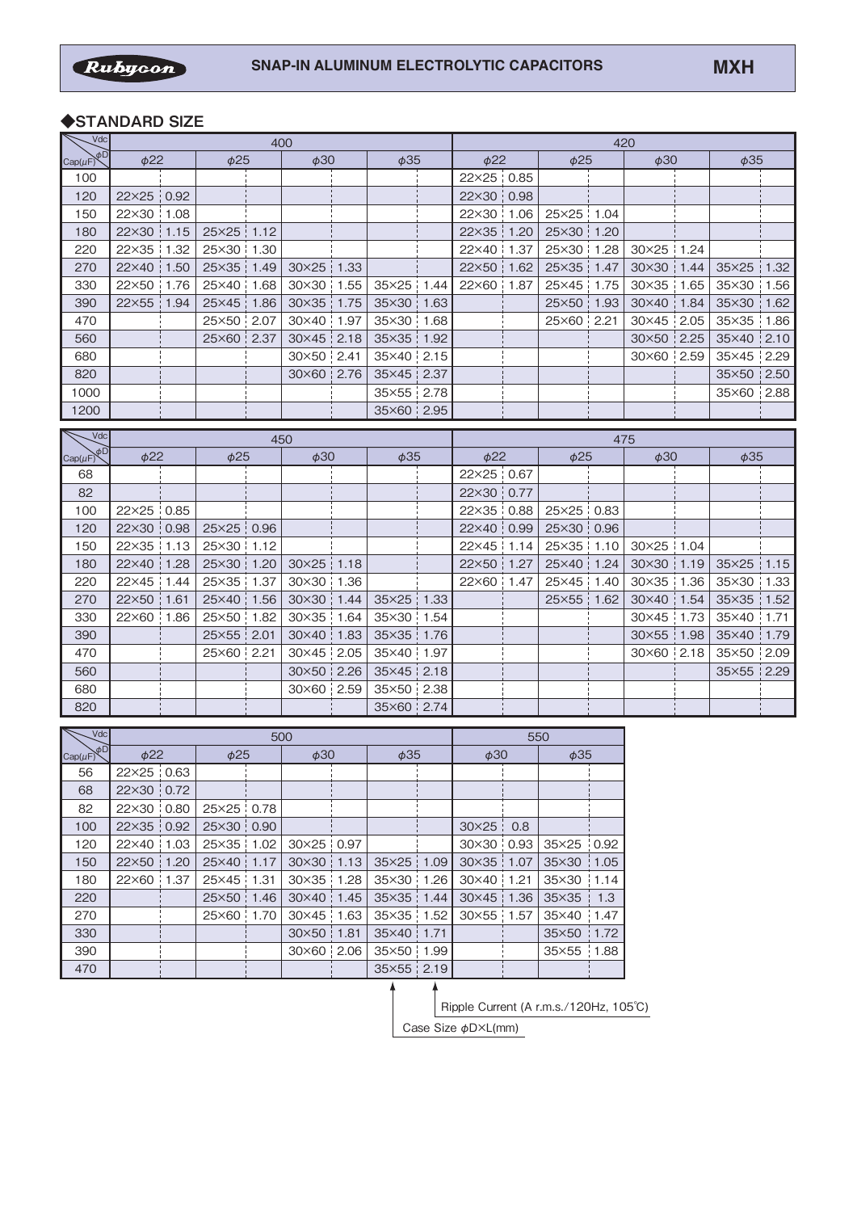### ◆STANDARD SIZE

| Vdc | 400 | | | | | | | | 420 | | | | | | | |
|---|---|---|---|---|---|---|---|---|---|---|---|---|---|---|---|---|
| Cap(μF) \ φD | φ22 | | φ25 | | φ30 | | φ35 | | φ22 | | φ25 | | φ30 | | φ35 | |
| 100 | | | | | | | | | 22×25 | 0.85 | | | | | | |
| 120 | 22×25 | 0.92 | | | | | | | 22×30 | 0.98 | | | | | | |
| 150 | 22×30 | 1.08 | | | | | | | 22×30 | 1.06 | 25×25 | 1.04 | | | | |
| 180 | 22×30 | 1.15 | 25×25 | 1.12 | | | | | 22×35 | 1.20 | 25×30 | 1.20 | | | | |
| 220 | 22×35 | 1.32 | 25×30 | 1.30 | | | | | 22×40 | 1.37 | 25×30 | 1.28 | 30×25 | 1.24 | | |
| 270 | 22×40 | 1.50 | 25×35 | 1.49 | 30×25 | 1.33 | | | 22×50 | 1.62 | 25×35 | 1.47 | 30×30 | 1.44 | 35×25 | 1.32 |
| 330 | 22×50 | 1.76 | 25×40 | 1.68 | 30×30 | 1.55 | 35×25 | 1.44 | 22×60 | 1.87 | 25×45 | 1.75 | 30×35 | 1.65 | 35×30 | 1.56 |
| 390 | 22×55 | 1.94 | 25×45 | 1.86 | 30×35 | 1.75 | 35×30 | 1.63 | | | 25×50 | 1.93 | 30×40 | 1.84 | 35×30 | 1.62 |
| 470 | | | 25×50 | 2.07 | 30×40 | 1.97 | 35×30 | 1.68 | | | 25×60 | 2.21 | 30×45 | 2.05 | 35×35 | 1.86 |
| 560 | | | 25×60 | 2.37 | 30×45 | 2.18 | 35×35 | 1.92 | | | | | 30×50 | 2.25 | 35×40 | 2.10 |
| 680 | | | | | 30×50 | 2.41 | 35×40 | 2.15 | | | | | 30×60 | 2.59 | 35×45 | 2.29 |
| 820 | | | | | 30×60 | 2.76 | 35×45 | 2.37 | | | | | | | 35×50 | 2.50 |
| 1000 | | | | | | | 35×55 | 2.78 | | | | | | | 35×60 | 2.88 |
| 1200 | | | | | | | 35×60 | 2.95 | | | | | | | | |

| Vdc | 450 | | | | | | | | 475 | | | | | | | |
|---|---|---|---|---|---|---|---|---|---|---|---|---|---|---|---|---|
| Cap(μF) \ φD | φ22 | | φ25 | | φ30 | | φ35 | | φ22 | | φ25 | | φ30 | | φ35 | |
| 68 | | | | | | | | | 22×25 | 0.67 | | | | | | |
| 82 | | | | | | | | | 22×30 | 0.77 | | | | | | |
| 100 | 22×25 | 0.85 | | | | | | | 22×35 | 0.88 | 25×25 | 0.83 | | | | |
| 120 | 22×30 | 0.98 | 25×25 | 0.96 | | | | | 22×40 | 0.99 | 25×30 | 0.96 | | | | |
| 150 | 22×35 | 1.13 | 25×30 | 1.12 | | | | | 22×45 | 1.14 | 25×35 | 1.10 | 30×25 | 1.04 | | |
| 180 | 22×40 | 1.28 | 25×30 | 1.20 | 30×25 | 1.18 | | | 22×50 | 1.27 | 25×40 | 1.24 | 30×30 | 1.19 | 35×25 | 1.15 |
| 220 | 22×45 | 1.44 | 25×35 | 1.37 | 30×30 | 1.36 | | | 22×60 | 1.47 | 25×45 | 1.40 | 30×35 | 1.36 | 35×30 | 1.33 |
| 270 | 22×50 | 1.61 | 25×40 | 1.56 | 30×30 | 1.44 | 35×25 | 1.33 | | | 25×55 | 1.62 | 30×40 | 1.54 | 35×35 | 1.52 |
| 330 | 22×60 | 1.86 | 25×50 | 1.82 | 30×35 | 1.64 | 35×30 | 1.54 | | | | | 30×45 | 1.73 | 35×40 | 1.71 |
| 390 | | | 25×55 | 2.01 | 30×40 | 1.83 | 35×35 | 1.76 | | | | | 30×55 | 1.98 | 35×40 | 1.79 |
| 470 | | | 25×60 | 2.21 | 30×45 | 2.05 | 35×40 | 1.97 | | | | | 30×60 | 2.18 | 35×50 | 2.09 |
| 560 | | | | | 30×50 | 2.26 | 35×45 | 2.18 | | | | | | | 35×55 | 2.29 |
| 680 | | | | | 30×60 | 2.59 | 35×50 | 2.38 | | | | | | | | |
| 820 | | | | | | | 35×60 | 2.74 | | | | | | | | |

| Vdc | 500 | | | | | | | | 550 | | | |
|---|---|---|---|---|---|---|---|---|---|---|---|---|
| Cap(μF) \ φD | φ22 | | φ25 | | φ30 | | φ35 | | φ30 | | φ35 | |
| 56 | 22×25 | 0.63 | | | | | | | | | | |
| 68 | 22×30 | 0.72 | | | | | | | | | | |
| 82 | 22×30 | 0.80 | 25×25 | 0.78 | | | | | | | | |
| 100 | 22×35 | 0.92 | 25×30 | 0.90 | | | | | 30×25 | 0.8 | | |
| 120 | 22×40 | 1.03 | 25×35 | 1.02 | 30×25 | 0.97 | | | 30×30 | 0.93 | 35×25 | 0.92 |
| 150 | 22×50 | 1.20 | 25×40 | 1.17 | 30×30 | 1.13 | 35×25 | 1.09 | 30×35 | 1.07 | 35×30 | 1.05 |
| 180 | 22×60 | 1.37 | 25×45 | 1.31 | 30×35 | 1.28 | 35×30 | 1.26 | 30×40 | 1.21 | 35×30 | 1.14 |
| 220 | | | 25×50 | 1.46 | 30×40 | 1.45 | 35×35 | 1.44 | 30×45 | 1.36 | 35×35 | 1.3 |
| 270 | | | 25×60 | 1.70 | 30×45 | 1.63 | 35×35 | 1.52 | 30×55 | 1.57 | 35×40 | 1.47 |
| 330 | | | | | 30×50 | 1.81 | 35×40 | 1.71 | | | 35×50 | 1.72 |
| 390 | | | | | 30×60 | 2.06 | 35×50 | 1.99 | | | 35×55 | 1.88 |
| 470 | | | | | | | 35×55 | 2.19 | | | | |

Ripple Current (A r.m.s./120Hz, 105℃)

Case Size φD×L(mm)